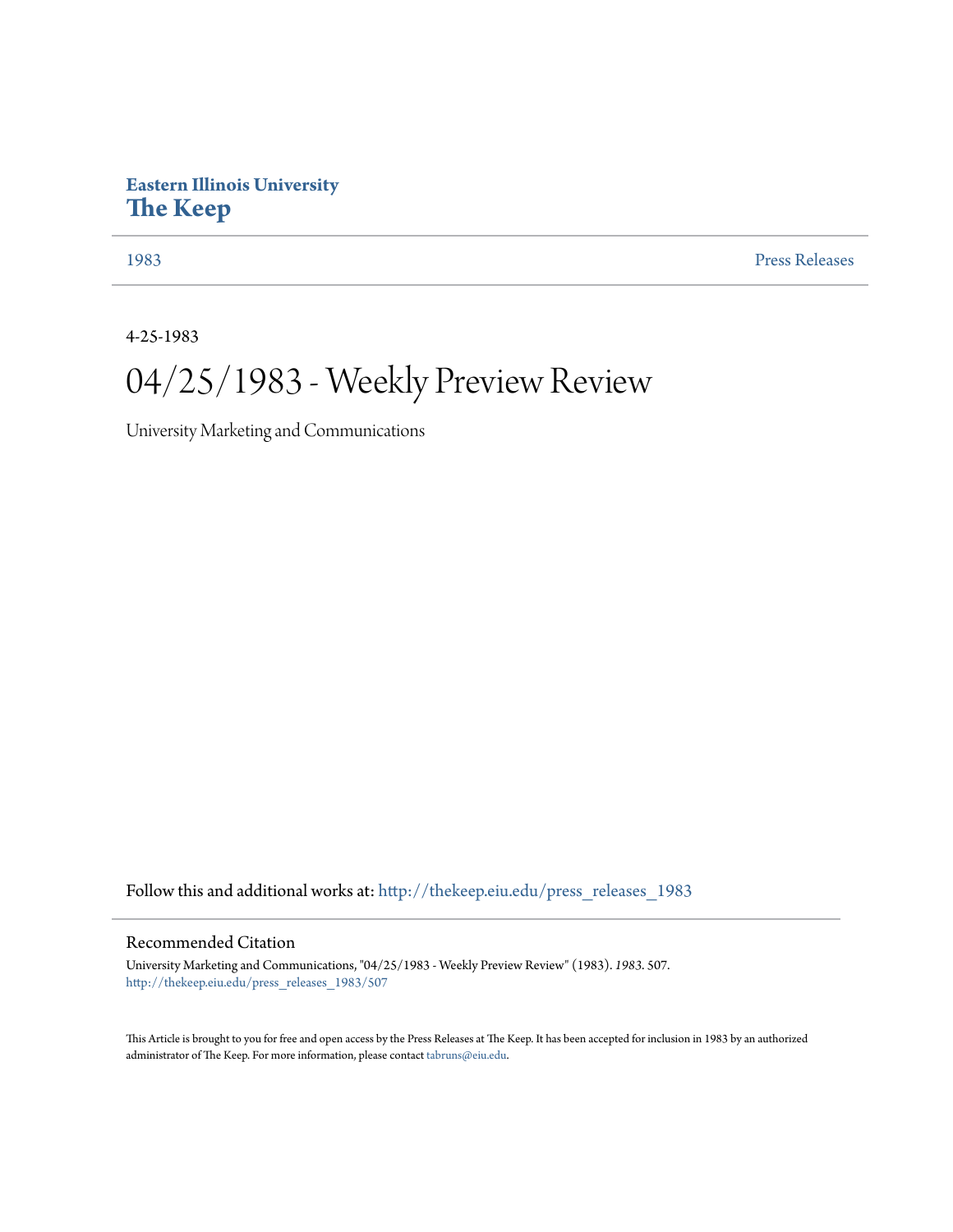Eastern Illinois University
# The Keep

1983 | Press Releases

4-25-1983

# 04/25/1983 - Weekly Preview Review

University Marketing and Communications

Follow this and additional works at: http://thekeep.eiu.edu/press_releases_1983

## Recommended Citation

University Marketing and Communications, "04/25/1983 - Weekly Preview Review" (1983). *1983*. 507.
http://thekeep.eiu.edu/press_releases_1983/507

This Article is brought to you for free and open access by the Press Releases at The Keep. It has been accepted for inclusion in 1983 by an authorized administrator of The Keep. For more information, please contact tabruns@eiu.edu.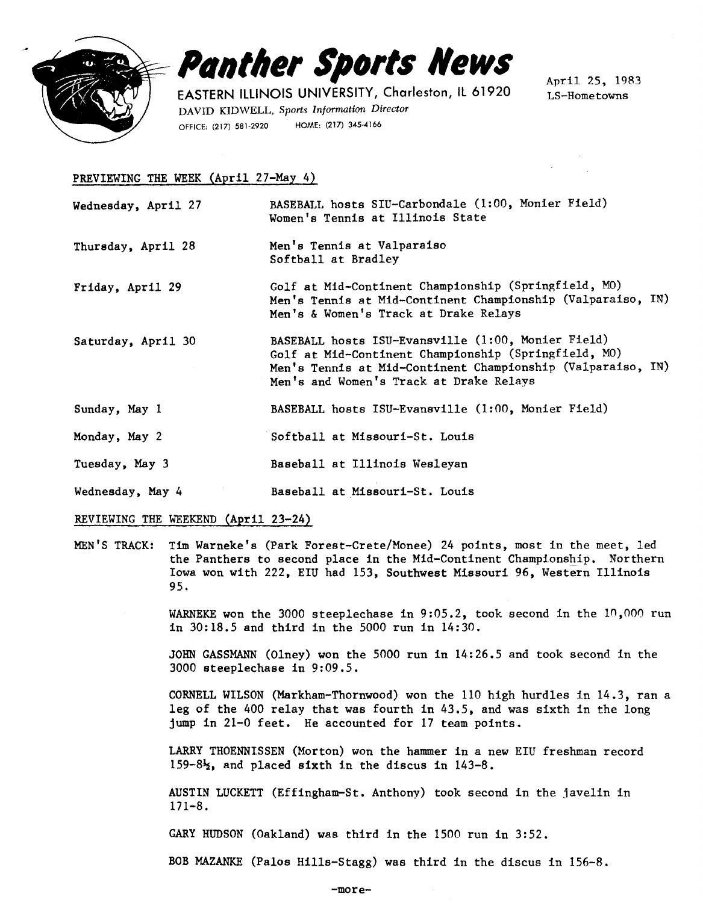# *Panther Sports News*

EASTERN ILLINOIS UNIVERSITY, Charleston, IL 61920
DAVID KIDWELL, *Sports Information Director*
OFFICE: (217) 581-2920 HOME: (217) 345-4166

April 25, 1983
LS-Hometowns

PREVIEWING THE WEEK (April 27-May 4)

| | |
|---|---|
| Wednesday, April 27 | BASEBALL hosts SIU-Carbondale (1:00, Monier Field)<br>Women's Tennis at Illinois State |
| Thursday, April 28 | Men's Tennis at Valparaiso<br>Softball at Bradley |
| Friday, April 29 | Golf at Mid-Continent Championship (Springfield, MO)<br>Men's Tennis at Mid-Continent Championship (Valparaiso, IN)<br>Men's & Women's Track at Drake Relays |
| Saturday, April 30 | BASEBALL hosts ISU-Evansville (1:00, Monier Field)<br>Golf at Mid-Continent Championship (Springfield, MO)<br>Men's Tennis at Mid-Continent Championship (Valparaiso, IN)<br>Men's and Women's Track at Drake Relays |
| Sunday, May 1 | BASEBALL hosts ISU-Evansville (1:00, Monier Field) |
| Monday, May 2 | Softball at Missouri-St. Louis |
| Tuesday, May 3 | Baseball at Illinois Wesleyan |
| Wednesday, May 4 | Baseball at Missouri-St. Louis |

REVIEWING THE WEEKEND (April 23-24)

MEN'S TRACK: Tim Warneke's (Park Forest-Crete/Monee) 24 points, most in the meet, led the Panthers to second place in the Mid-Continent Championship. Northern Iowa won with 222, EIU had 153, Southwest Missouri 96, Western Illinois 95.

WARNEKE won the 3000 steeplechase in 9:05.2, took second in the 10,000 run in 30:18.5 and third in the 5000 run in 14:30.

JOHN GASSMANN (Olney) won the 5000 run in 14:26.5 and took second in the 3000 steeplechase in 9:09.5.

CORNELL WILSON (Markham-Thornwood) won the 110 high hurdles in 14.3, ran a leg of the 400 relay that was fourth in 43.5, and was sixth in the long jump in 21-0 feet. He accounted for 17 team points.

LARRY THOENNISSEN (Morton) won the hammer in a new EIU freshman record 159-8½, and placed sixth in the discus in 143-8.

AUSTIN LUCKETT (Effingham-St. Anthony) took second in the javelin in 171-8.

GARY HUDSON (Oakland) was third in the 1500 run in 3:52.

BOB MAZANKE (Palos Hills-Stagg) was third in the discus in 156-8.

-more-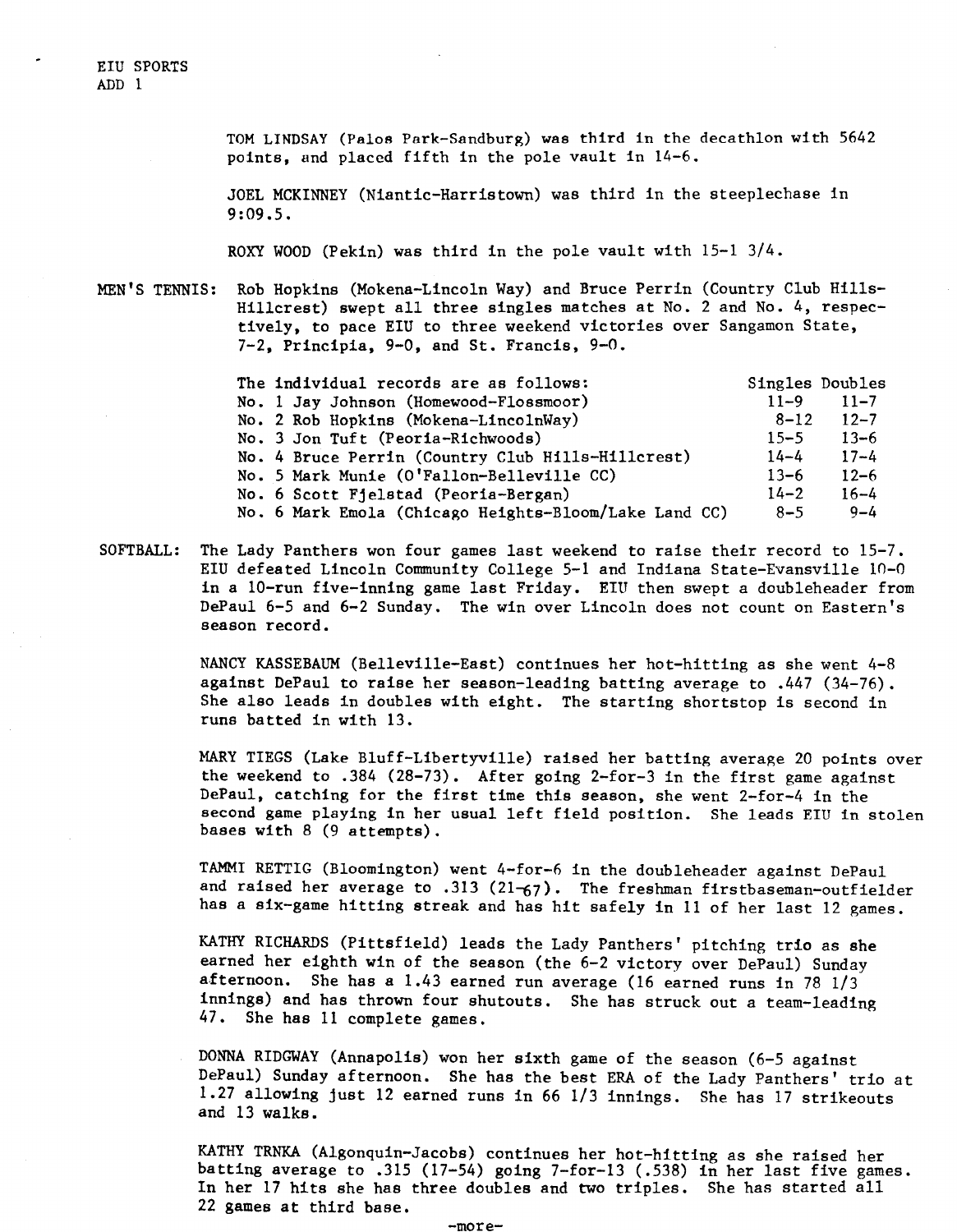EIU SPORTS
ADD 1

TOM LINDSAY (Palos Park-Sandburg) was third in the decathlon with 5642 points, and placed fifth in the pole vault in 14-6.

JOEL MCKINNEY (Niantic-Harristown) was third in the steeplechase in 9:09.5.

ROXY WOOD (Pekin) was third in the pole vault with 15-1 3/4.

MEN'S TENNIS: Rob Hopkins (Mokena-Lincoln Way) and Bruce Perrin (Country Club Hills-Hillcrest) swept all three singles matches at No. 2 and No. 4, respectively, to pace EIU to three weekend victories over Sangamon State, 7-2, Principia, 9-0, and St. Francis, 9-0.

| The individual records are as follows: | Singles | Doubles |
|---|---|---|
| No. 1 Jay Johnson (Homewood-Flossmoor) | 11-9 | 11-7 |
| No. 2 Rob Hopkins (Mokena-LincolnWay) | 8-12 | 12-7 |
| No. 3 Jon Tuft (Peoria-Richwoods) | 15-5 | 13-6 |
| No. 4 Bruce Perrin (Country Club Hills-Hillcrest) | 14-4 | 17-4 |
| No. 5 Mark Munie (O'Fallon-Belleville CC) | 13-6 | 12-6 |
| No. 6 Scott Fjelstad (Peoria-Bergan) | 14-2 | 16-4 |
| No. 6 Mark Emola (Chicago Heights-Bloom/Lake Land CC) | 8-5 | 9-4 |

SOFTBALL: The Lady Panthers won four games last weekend to raise their record to 15-7. EIU defeated Lincoln Community College 5-1 and Indiana State-Evansville 10-0 in a 10-run five-inning game last Friday. EIU then swept a doubleheader from DePaul 6-5 and 6-2 Sunday. The win over Lincoln does not count on Eastern's season record.

NANCY KASSEBAUM (Belleville-East) continues her hot-hitting as she went 4-8 against DePaul to raise her season-leading batting average to .447 (34-76). She also leads in doubles with eight. The starting shortstop is second in runs batted in with 13.

MARY TIEGS (Lake Bluff-Libertyville) raised her batting average 20 points over the weekend to .384 (28-73). After going 2-for-3 in the first game against DePaul, catching for the first time this season, she went 2-for-4 in the second game playing in her usual left field position. She leads EIU in stolen bases with 8 (9 attempts).

TAMMI RETTIG (Bloomington) went 4-for-6 in the doubleheader against DePaul and raised her average to .313 (21-67). The freshman firstbaseman-outfielder has a six-game hitting streak and has hit safely in 11 of her last 12 games.

KATHY RICHARDS (Pittsfield) leads the Lady Panthers' pitching trio as she earned her eighth win of the season (the 6-2 victory over DePaul) Sunday afternoon. She has a 1.43 earned run average (16 earned runs in 78 1/3 innings) and has thrown four shutouts. She has struck out a team-leading 47. She has 11 complete games.

DONNA RIDGWAY (Annapolis) won her sixth game of the season (6-5 against DePaul) Sunday afternoon. She has the best ERA of the Lady Panthers' trio at 1.27 allowing just 12 earned runs in 66 1/3 innings. She has 17 strikeouts and 13 walks.

KATHY TRNKA (Algonquin-Jacobs) continues her hot-hitting as she raised her batting average to .315 (17-54) going 7-for-13 (.538) in her last five games. In her 17 hits she has three doubles and two triples. She has started all 22 games at third base.

-more-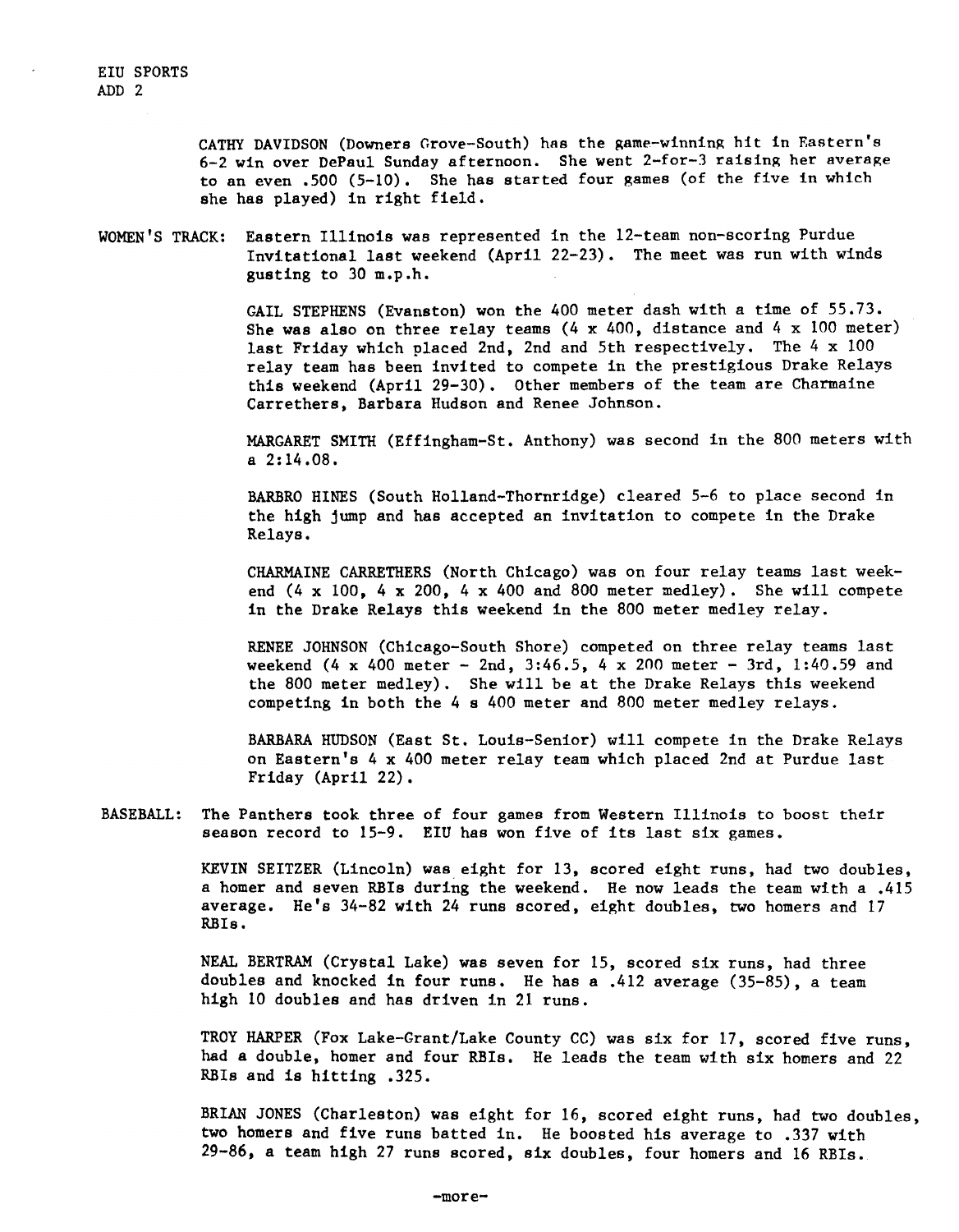EIU SPORTS
ADD 2

CATHY DAVIDSON (Downers Grove-South) has the game-winning hit in Eastern's 6-2 win over DePaul Sunday afternoon. She went 2-for-3 raising her average to an even .500 (5-10). She has started four games (of the five in which she has played) in right field.

WOMEN'S TRACK: Eastern Illinois was represented in the 12-team non-scoring Purdue Invitational last weekend (April 22-23). The meet was run with winds gusting to 30 m.p.h.

GAIL STEPHENS (Evanston) won the 400 meter dash with a time of 55.73. She was also on three relay teams (4 x 400, distance and 4 x 100 meter) last Friday which placed 2nd, 2nd and 5th respectively. The 4 x 100 relay team has been invited to compete in the prestigious Drake Relays this weekend (April 29-30). Other members of the team are Charmaine Carrethers, Barbara Hudson and Renee Johnson.

MARGARET SMITH (Effingham-St. Anthony) was second in the 800 meters with a 2:14.08.

BARBRO HINES (South Holland-Thornridge) cleared 5-6 to place second in the high jump and has accepted an invitation to compete in the Drake Relays.

CHARMAINE CARRETHERS (North Chicago) was on four relay teams last weekend (4 x 100, 4 x 200, 4 x 400 and 800 meter medley). She will compete in the Drake Relays this weekend in the 800 meter medley relay.

RENEE JOHNSON (Chicago-South Shore) competed on three relay teams last weekend (4 x 400 meter - 2nd, 3:46.5, 4 x 200 meter - 3rd, 1:40.59 and the 800 meter medley). She will be at the Drake Relays this weekend competing in both the 4 s 400 meter and 800 meter medley relays.

BARBARA HUDSON (East St. Louis-Senior) will compete in the Drake Relays on Eastern's 4 x 400 meter relay team which placed 2nd at Purdue last Friday (April 22).

BASEBALL: The Panthers took three of four games from Western Illinois to boost their season record to 15-9. EIU has won five of its last six games.

KEVIN SEITZER (Lincoln) was eight for 13, scored eight runs, had two doubles, a homer and seven RBIs during the weekend. He now leads the team with a .415 average. He's 34-82 with 24 runs scored, eight doubles, two homers and 17 RBIs.

NEAL BERTRAM (Crystal Lake) was seven for 15, scored six runs, had three doubles and knocked in four runs. He has a .412 average (35-85), a team high 10 doubles and has driven in 21 runs.

TROY HARPER (Fox Lake-Grant/Lake County CC) was six for 17, scored five runs, had a double, homer and four RBIs. He leads the team with six homers and 22 RBIs and is hitting .325.

BRIAN JONES (Charleston) was eight for 16, scored eight runs, had two doubles, two homers and five runs batted in. He boosted his average to .337 with 29-86, a team high 27 runs scored, six doubles, four homers and 16 RBIs.

-more-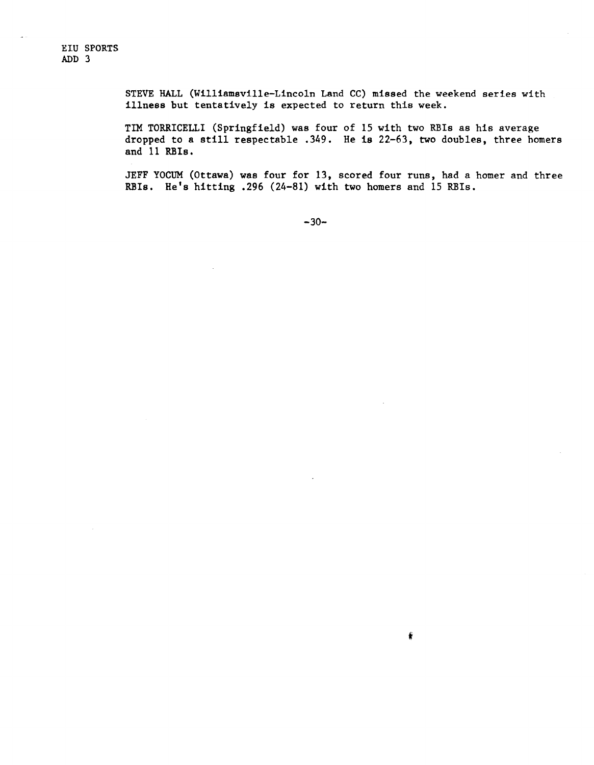EIU SPORTS
ADD 3

STEVE HALL (Williamsville-Lincoln Land CC) missed the weekend series with illness but tentatively is expected to return this week.

TIM TORRICELLI (Springfield) was four of 15 with two RBIs as his average dropped to a still respectable .349. He is 22-63, two doubles, three homers and 11 RBIs.

JEFF YOCUM (Ottawa) was four for 13, scored four runs, had a homer and three RBIs. He's hitting .296 (24-81) with two homers and 15 RBIs.

-30-